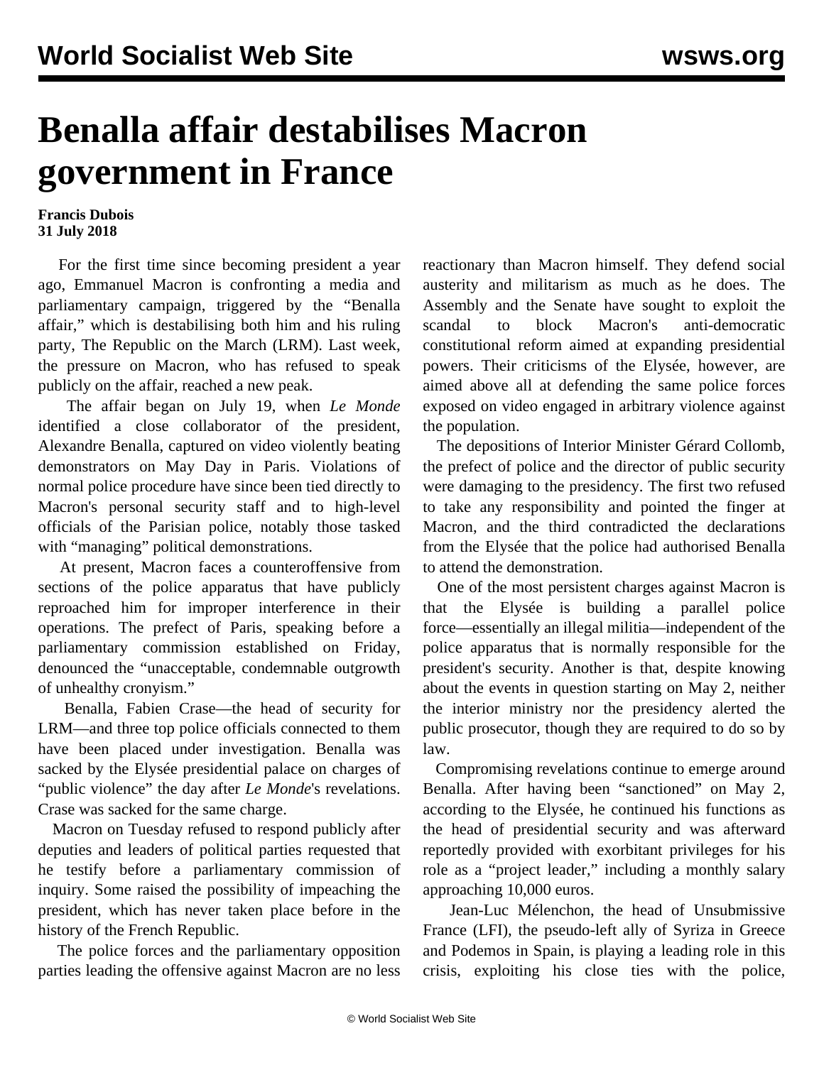# Benalla affair destabilises Macron government in France

**Francis Dubois**
**31 July 2018**

For the first time since becoming president a year ago, Emmanuel Macron is confronting a media and parliamentary campaign, triggered by the "Benalla affair," which is destabilising both him and his ruling party, The Republic on the March (LRM). Last week, the pressure on Macron, who has refused to speak publicly on the affair, reached a new peak.

The affair began on July 19, when *Le Monde* identified a close collaborator of the president, Alexandre Benalla, captured on video violently beating demonstrators on May Day in Paris. Violations of normal police procedure have since been tied directly to Macron's personal security staff and to high-level officials of the Parisian police, notably those tasked with "managing" political demonstrations.

At present, Macron faces a counteroffensive from sections of the police apparatus that have publicly reproached him for improper interference in their operations. The prefect of Paris, speaking before a parliamentary commission established on Friday, denounced the "unacceptable, condemnable outgrowth of unhealthy cronyism."

Benalla, Fabien Crase—the head of security for LRM—and three top police officials connected to them have been placed under investigation. Benalla was sacked by the Elysée presidential palace on charges of "public violence" the day after *Le Monde*'s revelations. Crase was sacked for the same charge.

Macron on Tuesday refused to respond publicly after deputies and leaders of political parties requested that he testify before a parliamentary commission of inquiry. Some raised the possibility of impeaching the president, which has never taken place before in the history of the French Republic.

The police forces and the parliamentary opposition parties leading the offensive against Macron are no less reactionary than Macron himself. They defend social austerity and militarism as much as he does. The Assembly and the Senate have sought to exploit the scandal to block Macron's anti-democratic constitutional reform aimed at expanding presidential powers. Their criticisms of the Elysée, however, are aimed above all at defending the same police forces exposed on video engaged in arbitrary violence against the population.

The depositions of Interior Minister Gérard Collomb, the prefect of police and the director of public security were damaging to the presidency. The first two refused to take any responsibility and pointed the finger at Macron, and the third contradicted the declarations from the Elysée that the police had authorised Benalla to attend the demonstration.

One of the most persistent charges against Macron is that the Elysée is building a parallel police force—essentially an illegal militia—independent of the police apparatus that is normally responsible for the president's security. Another is that, despite knowing about the events in question starting on May 2, neither the interior ministry nor the presidency alerted the public prosecutor, though they are required to do so by law.

Compromising revelations continue to emerge around Benalla. After having been "sanctioned" on May 2, according to the Elysée, he continued his functions as the head of presidential security and was afterward reportedly provided with exorbitant privileges for his role as a "project leader," including a monthly salary approaching 10,000 euros.

Jean-Luc Mélenchon, the head of Unsubmissive France (LFI), the pseudo-left ally of Syriza in Greece and Podemos in Spain, is playing a leading role in this crisis, exploiting his close ties with the police,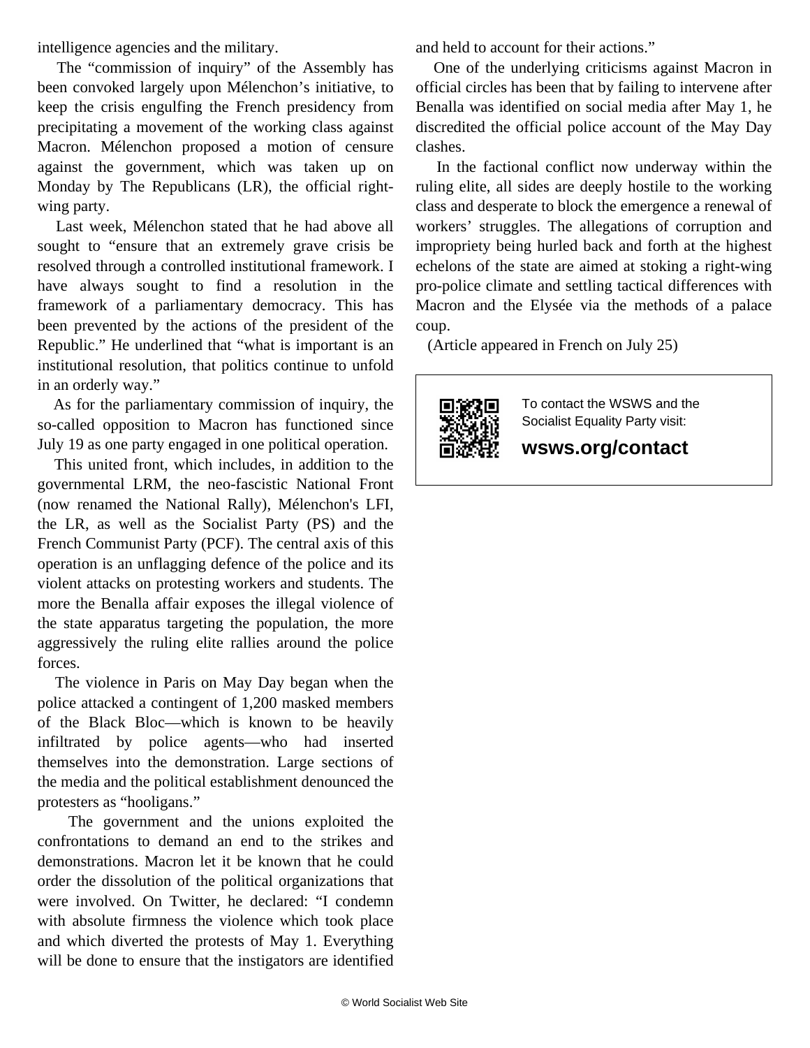intelligence agencies and the military.

The "commission of inquiry" of the Assembly has been convoked largely upon Mélenchon's initiative, to keep the crisis engulfing the French presidency from precipitating a movement of the working class against Macron. Mélenchon proposed a motion of censure against the government, which was taken up on Monday by The Republicans (LR), the official right-wing party.

Last week, Mélenchon stated that he had above all sought to "ensure that an extremely grave crisis be resolved through a controlled institutional framework. I have always sought to find a resolution in the framework of a parliamentary democracy. This has been prevented by the actions of the president of the Republic." He underlined that "what is important is an institutional resolution, that politics continue to unfold in an orderly way."

As for the parliamentary commission of inquiry, the so-called opposition to Macron has functioned since July 19 as one party engaged in one political operation.

This united front, which includes, in addition to the governmental LRM, the neo-fascistic National Front (now renamed the National Rally), Mélenchon's LFI, the LR, as well as the Socialist Party (PS) and the French Communist Party (PCF). The central axis of this operation is an unflagging defence of the police and its violent attacks on protesting workers and students. The more the Benalla affair exposes the illegal violence of the state apparatus targeting the population, the more aggressively the ruling elite rallies around the police forces.

The violence in Paris on May Day began when the police attacked a contingent of 1,200 masked members of the Black Bloc—which is known to be heavily infiltrated by police agents—who had inserted themselves into the demonstration. Large sections of the media and the political establishment denounced the protesters as "hooligans."

The government and the unions exploited the confrontations to demand an end to the strikes and demonstrations. Macron let it be known that he could order the dissolution of the political organizations that were involved. On Twitter, he declared: "I condemn with absolute firmness the violence which took place and which diverted the protests of May 1. Everything will be done to ensure that the instigators are identified and held to account for their actions."

One of the underlying criticisms against Macron in official circles has been that by failing to intervene after Benalla was identified on social media after May 1, he discredited the official police account of the May Day clashes.

In the factional conflict now underway within the ruling elite, all sides are deeply hostile to the working class and desperate to block the emergence a renewal of workers' struggles. The allegations of corruption and impropriety being hurled back and forth at the highest echelons of the state are aimed at stoking a right-wing pro-police climate and settling tactical differences with Macron and the Elysée via the methods of a palace coup.

(Article appeared in French on July 25)

To contact the WSWS and the Socialist Equality Party visit:

**wsws.org/contact**